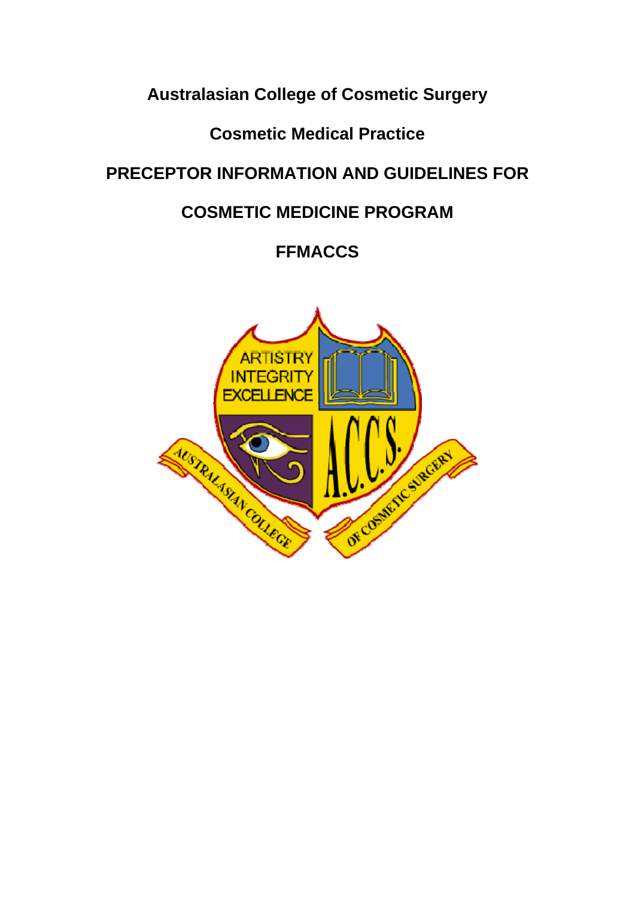# Australasian College of Cosmetic Surgery

## Cosmetic Medical Practice

## PRECEPTOR INFORMATION AND GUIDELINES FOR

## COSMETIC MEDICINE PROGRAM

## FFMACCS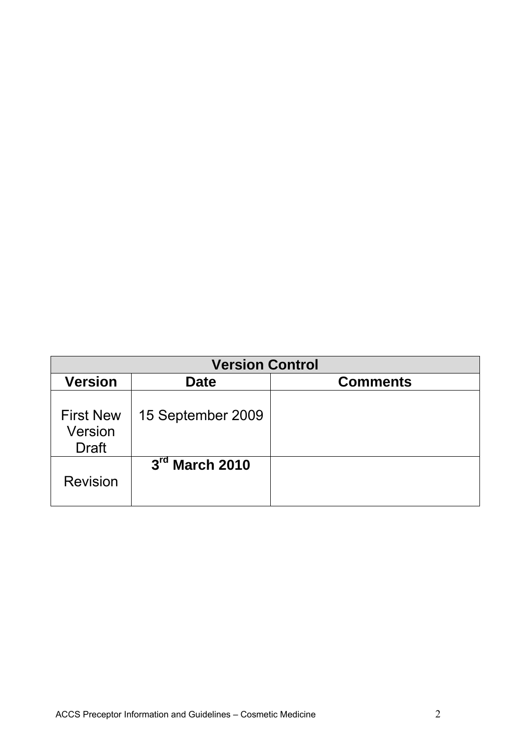| Version Control | | |
|---|---|---|
| **Version** | **Date** | **Comments** |
| First New Version Draft | 15 September 2009 | |
| Revision | **3rd March 2010** | |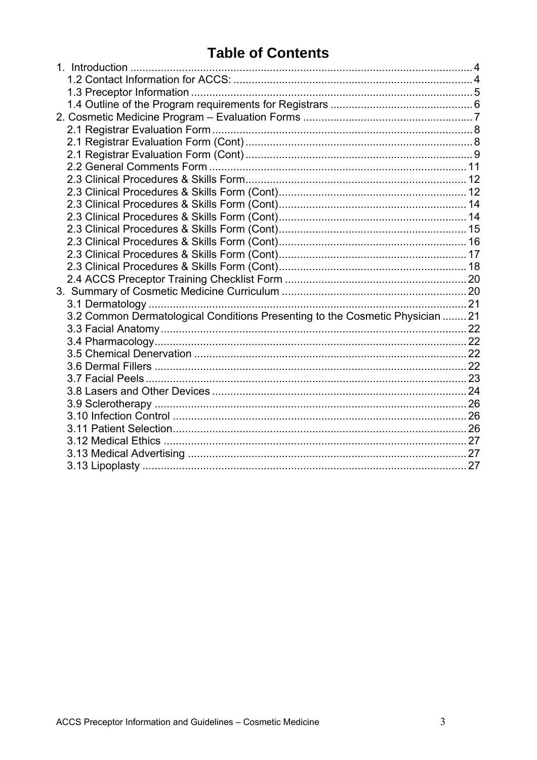# Table of Contents

1. Introduction ........ 4
   - 1.2 Contact Information for ACCS: ........ 4
   - 1.3 Preceptor Information ........ 5
   - 1.4 Outline of the Program requirements for Registrars ........ 6
2. Cosmetic Medicine Program – Evaluation Forms ........ 7
   - 2.1 Registrar Evaluation Form ........ 8
   - 2.1 Registrar Evaluation Form (Cont) ........ 8
   - 2.1 Registrar Evaluation Form (Cont) ........ 9
   - 2.2 General Comments Form ........ 11
   - 2.3 Clinical Procedures & Skills Form ........ 12
   - 2.3 Clinical Procedures & Skills Form (Cont) ........ 12
   - 2.3 Clinical Procedures & Skills Form (Cont) ........ 14
   - 2.3 Clinical Procedures & Skills Form (Cont) ........ 14
   - 2.3 Clinical Procedures & Skills Form (Cont) ........ 15
   - 2.3 Clinical Procedures & Skills Form (Cont) ........ 16
   - 2.3 Clinical Procedures & Skills Form (Cont) ........ 17
   - 2.3 Clinical Procedures & Skills Form (Cont) ........ 18
   - 2.4 ACCS Preceptor Training Checklist Form ........ 20
3. Summary of Cosmetic Medicine Curriculum ........ 20
   - 3.1 Dermatology ........ 21
   - 3.2 Common Dermatological Conditions Presenting to the Cosmetic Physician ........ 21
   - 3.3 Facial Anatomy ........ 22
   - 3.4 Pharmacology ........ 22
   - 3.5 Chemical Denervation ........ 22
   - 3.6 Dermal Fillers ........ 22
   - 3.7 Facial Peels ........ 23
   - 3.8 Lasers and Other Devices ........ 24
   - 3.9 Sclerotherapy ........ 26
   - 3.10 Infection Control ........ 26
   - 3.11 Patient Selection ........ 26
   - 3.12 Medical Ethics ........ 27
   - 3.13 Medical Advertising ........ 27
   - 3.13 Lipoplasty ........ 27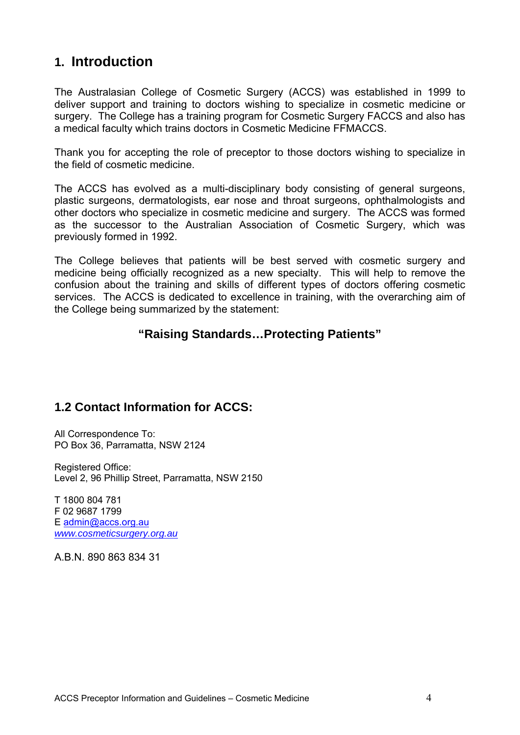# 1. Introduction

The Australasian College of Cosmetic Surgery (ACCS) was established in 1999 to deliver support and training to doctors wishing to specialize in cosmetic medicine or surgery. The College has a training program for Cosmetic Surgery FACCS and also has a medical faculty which trains doctors in Cosmetic Medicine FFMACCS.

Thank you for accepting the role of preceptor to those doctors wishing to specialize in the field of cosmetic medicine.

The ACCS has evolved as a multi-disciplinary body consisting of general surgeons, plastic surgeons, dermatologists, ear nose and throat surgeons, ophthalmologists and other doctors who specialize in cosmetic medicine and surgery. The ACCS was formed as the successor to the Australian Association of Cosmetic Surgery, which was previously formed in 1992.

The College believes that patients will be best served with cosmetic surgery and medicine being officially recognized as a new specialty. This will help to remove the confusion about the training and skills of different types of doctors offering cosmetic services. The ACCS is dedicated to excellence in training, with the overarching aim of the College being summarized by the statement:

**"Raising Standards…Protecting Patients"**

## 1.2 Contact Information for ACCS:

All Correspondence To:
PO Box 36, Parramatta, NSW 2124

Registered Office:
Level 2, 96 Phillip Street, Parramatta, NSW 2150

T 1800 804 781
F 02 9687 1799
E admin@accs.org.au
*www.cosmeticsurgery.org.au*

A.B.N. 890 863 834 31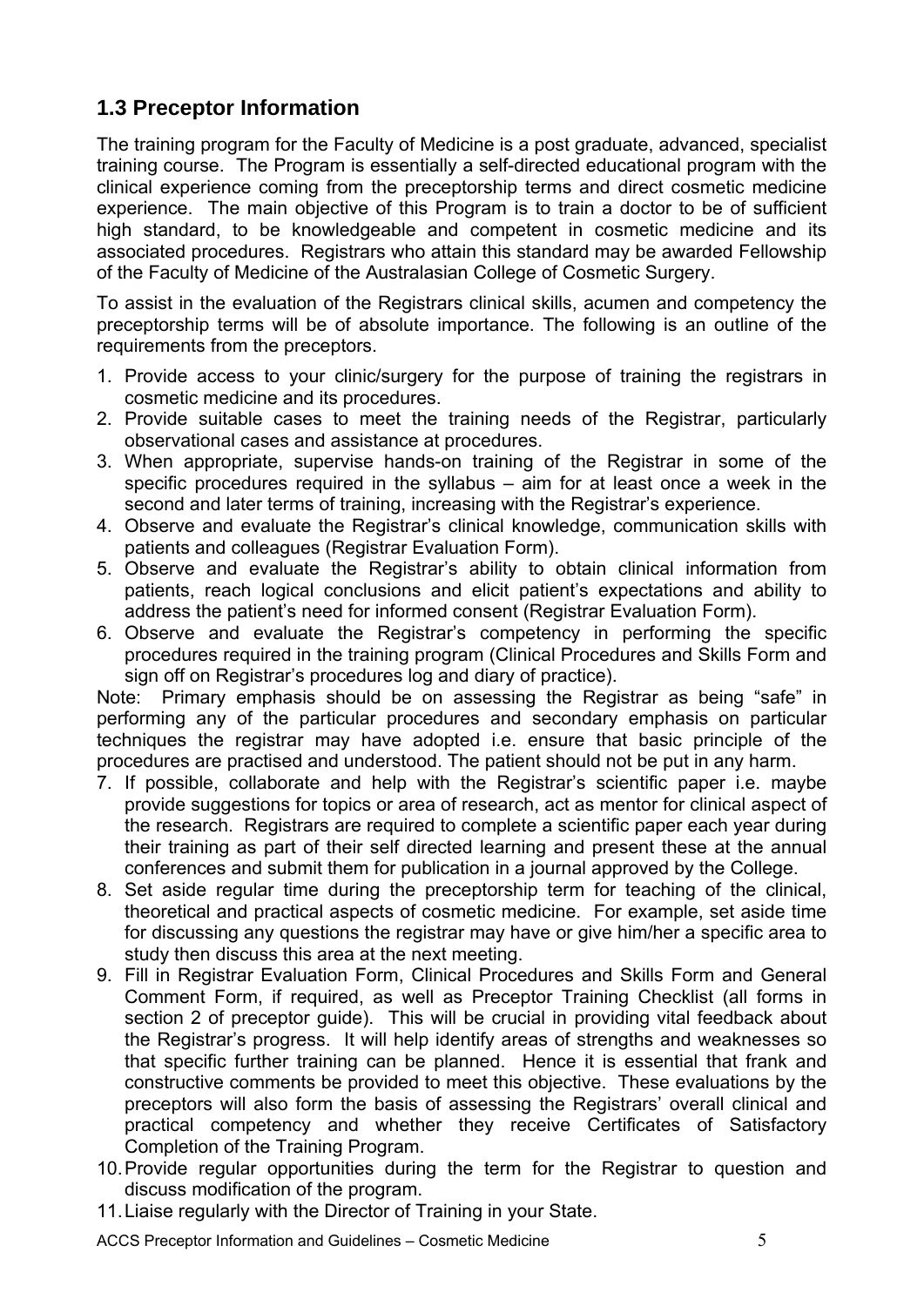## 1.3 Preceptor Information

The training program for the Faculty of Medicine is a post graduate, advanced, specialist training course. The Program is essentially a self-directed educational program with the clinical experience coming from the preceptorship terms and direct cosmetic medicine experience. The main objective of this Program is to train a doctor to be of sufficient high standard, to be knowledgeable and competent in cosmetic medicine and its associated procedures. Registrars who attain this standard may be awarded Fellowship of the Faculty of Medicine of the Australasian College of Cosmetic Surgery.

To assist in the evaluation of the Registrars clinical skills, acumen and competency the preceptorship terms will be of absolute importance. The following is an outline of the requirements from the preceptors.

1. Provide access to your clinic/surgery for the purpose of training the registrars in cosmetic medicine and its procedures.
2. Provide suitable cases to meet the training needs of the Registrar, particularly observational cases and assistance at procedures.
3. When appropriate, supervise hands-on training of the Registrar in some of the specific procedures required in the syllabus – aim for at least once a week in the second and later terms of training, increasing with the Registrar's experience.
4. Observe and evaluate the Registrar's clinical knowledge, communication skills with patients and colleagues (Registrar Evaluation Form).
5. Observe and evaluate the Registrar's ability to obtain clinical information from patients, reach logical conclusions and elicit patient's expectations and ability to address the patient's need for informed consent (Registrar Evaluation Form).
6. Observe and evaluate the Registrar's competency in performing the specific procedures required in the training program (Clinical Procedures and Skills Form and sign off on Registrar's procedures log and diary of practice).

Note: Primary emphasis should be on assessing the Registrar as being "safe" in performing any of the particular procedures and secondary emphasis on particular techniques the registrar may have adopted i.e. ensure that basic principle of the procedures are practised and understood. The patient should not be put in any harm.

7. If possible, collaborate and help with the Registrar's scientific paper i.e. maybe provide suggestions for topics or area of research, act as mentor for clinical aspect of the research. Registrars are required to complete a scientific paper each year during their training as part of their self directed learning and present these at the annual conferences and submit them for publication in a journal approved by the College.
8. Set aside regular time during the preceptorship term for teaching of the clinical, theoretical and practical aspects of cosmetic medicine. For example, set aside time for discussing any questions the registrar may have or give him/her a specific area to study then discuss this area at the next meeting.
9. Fill in Registrar Evaluation Form, Clinical Procedures and Skills Form and General Comment Form, if required, as well as Preceptor Training Checklist (all forms in section 2 of preceptor guide). This will be crucial in providing vital feedback about the Registrar's progress. It will help identify areas of strengths and weaknesses so that specific further training can be planned. Hence it is essential that frank and constructive comments be provided to meet this objective. These evaluations by the preceptors will also form the basis of assessing the Registrars' overall clinical and practical competency and whether they receive Certificates of Satisfactory Completion of the Training Program.
10. Provide regular opportunities during the term for the Registrar to question and discuss modification of the program.
11. Liaise regularly with the Director of Training in your State.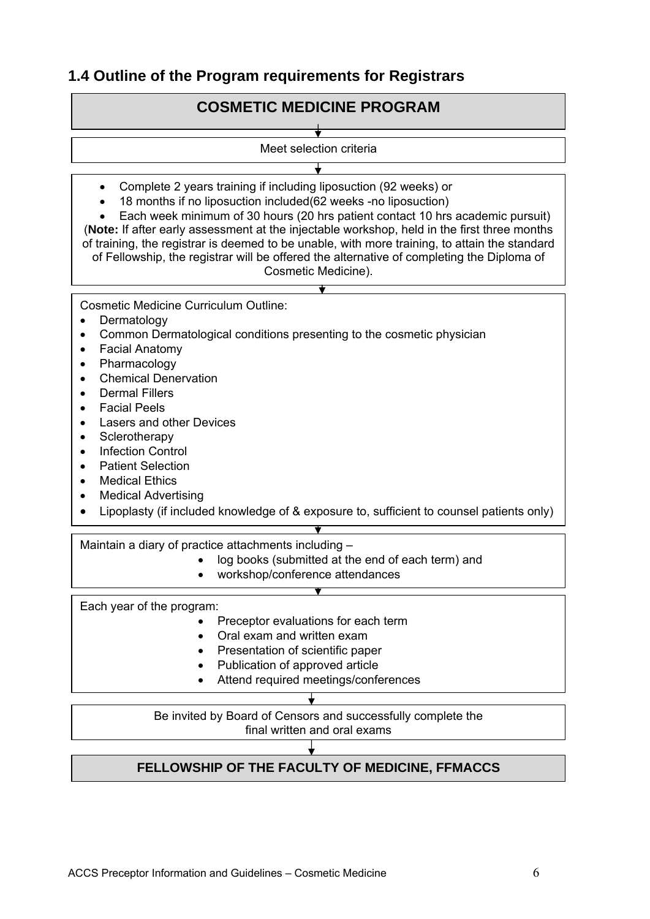## 1.4 Outline of the Program requirements for Registrars

**COSMETIC MEDICINE PROGRAM**

↓

Meet selection criteria

↓

- Complete 2 years training if including liposuction (92 weeks) or
- 18 months if no liposuction included(62 weeks -no liposuction)
- Each week minimum of 30 hours (20 hrs patient contact 10 hrs academic pursuit)

(**Note:** If after early assessment at the injectable workshop, held in the first three months of training, the registrar is deemed to be unable, with more training, to attain the standard of Fellowship, the registrar will be offered the alternative of completing the Diploma of Cosmetic Medicine).

↓

Cosmetic Medicine Curriculum Outline:

- Dermatology
- Common Dermatological conditions presenting to the cosmetic physician
- Facial Anatomy
- Pharmacology
- Chemical Denervation
- Dermal Fillers
- Facial Peels
- Lasers and other Devices
- Sclerotherapy
- Infection Control
- Patient Selection
- Medical Ethics
- Medical Advertising
- Lipoplasty (if included knowledge of & exposure to, sufficient to counsel patients only)

↓

Maintain a diary of practice attachments including –

- log books (submitted at the end of each term) and
- workshop/conference attendances

↓

Each year of the program:

- Preceptor evaluations for each term
- Oral exam and written exam
- Presentation of scientific paper
- Publication of approved article
- Attend required meetings/conferences

↓

Be invited by Board of Censors and successfully complete the final written and oral exams

↓

**FELLOWSHIP OF THE FACULTY OF MEDICINE, FFMACCS**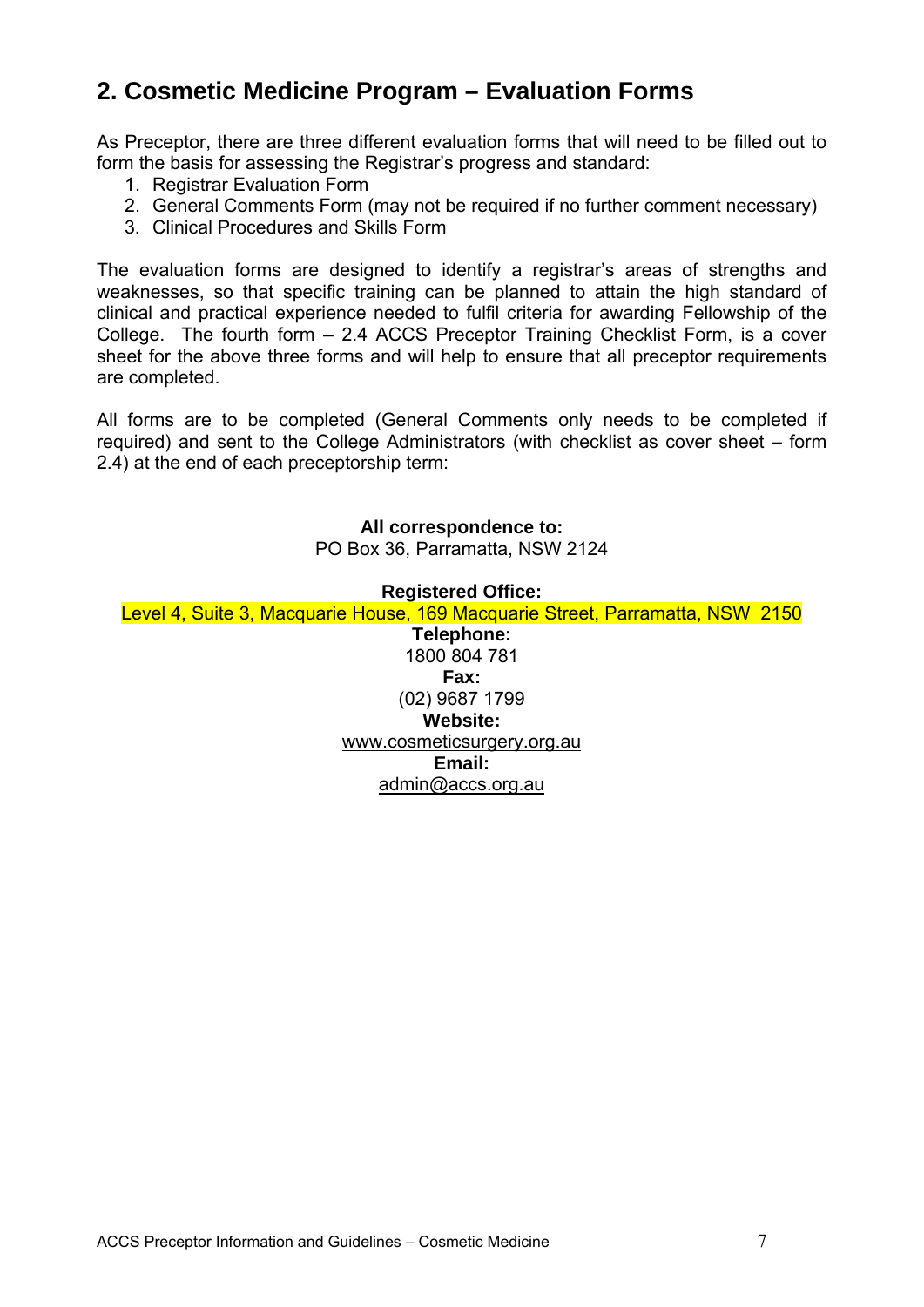## 2. Cosmetic Medicine Program – Evaluation Forms

As Preceptor, there are three different evaluation forms that will need to be filled out to form the basis for assessing the Registrar's progress and standard:

1. Registrar Evaluation Form
2. General Comments Form (may not be required if no further comment necessary)
3. Clinical Procedures and Skills Form

The evaluation forms are designed to identify a registrar's areas of strengths and weaknesses, so that specific training can be planned to attain the high standard of clinical and practical experience needed to fulfil criteria for awarding Fellowship of the College. The fourth form – 2.4 ACCS Preceptor Training Checklist Form, is a cover sheet for the above three forms and will help to ensure that all preceptor requirements are completed.

All forms are to be completed (General Comments only needs to be completed if required) and sent to the College Administrators (with checklist as cover sheet – form 2.4) at the end of each preceptorship term:

**All correspondence to:**
PO Box 36, Parramatta, NSW 2124

**Registered Office:**
Level 4, Suite 3, Macquarie House, 169 Macquarie Street, Parramatta, NSW 2150

**Telephone:**
1800 804 781

**Fax:**
(02) 9687 1799

**Website:**
www.cosmeticsurgery.org.au

**Email:**
admin@accs.org.au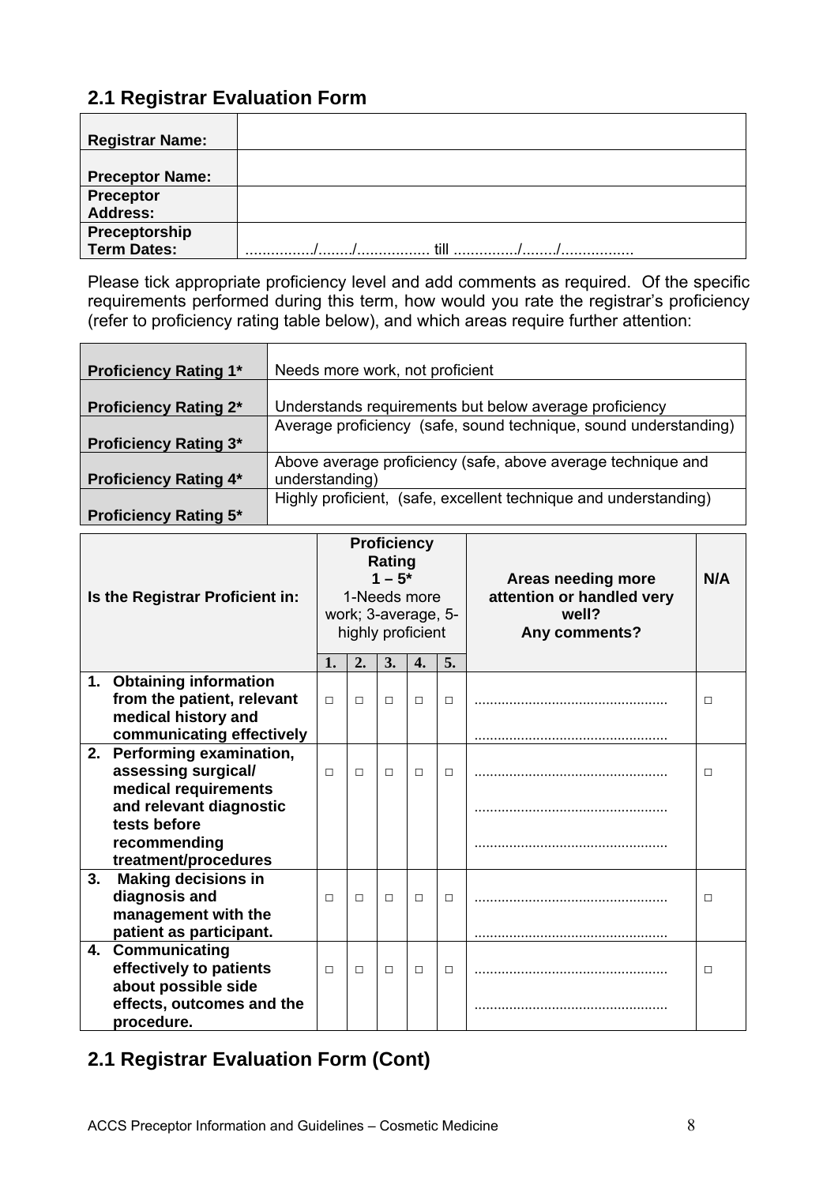## 2.1 Registrar Evaluation Form

| | |
|---|---|
| **Registrar Name:** | |
| **Preceptor Name:** | |
| **Preceptor Address:** | |
| **Preceptorship Term Dates:** | ................/......../................. till ............../......../................. |

Please tick appropriate proficiency level and add comments as required. Of the specific requirements performed during this term, how would you rate the registrar's proficiency (refer to proficiency rating table below), and which areas require further attention:

| | |
|---|---|
| **Proficiency Rating 1*** | Needs more work, not proficient |
| **Proficiency Rating 2*** | Understands requirements but below average proficiency |
| **Proficiency Rating 3*** | Average proficiency (safe, sound technique, sound understanding) |
| **Proficiency Rating 4*** | Above average proficiency (safe, above average technique and understanding) |
| **Proficiency Rating 5*** | Highly proficient, (safe, excellent technique and understanding) |

| **Is the Registrar Proficient in:** | **Proficiency Rating 1 – 5*** 1-Needs more work; 3-average, 5-highly proficient | | | | | **Areas needing more attention or handled very well? Any comments?** | **N/A** |
|---|---|---|---|---|---|---|---|
| | **1.** | **2.** | **3.** | **4.** | **5.** | | |
| **1. Obtaining information from the patient, relevant medical history and communicating effectively** | □ | □ | □ | □ | □ | ................................................. ................................................. | □ |
| **2. Performing examination, assessing surgical/ medical requirements and relevant diagnostic tests before recommending treatment/procedures** | □ | □ | □ | □ | □ | ................................................. ................................................. ................................................. | □ |
| **3. Making decisions in diagnosis and management with the patient as participant.** | □ | □ | □ | □ | □ | ................................................. ................................................. | □ |
| **4. Communicating effectively to patients about possible side effects, outcomes and the procedure.** | □ | □ | □ | □ | □ | ................................................. ................................................. | □ |

## 2.1 Registrar Evaluation Form (Cont)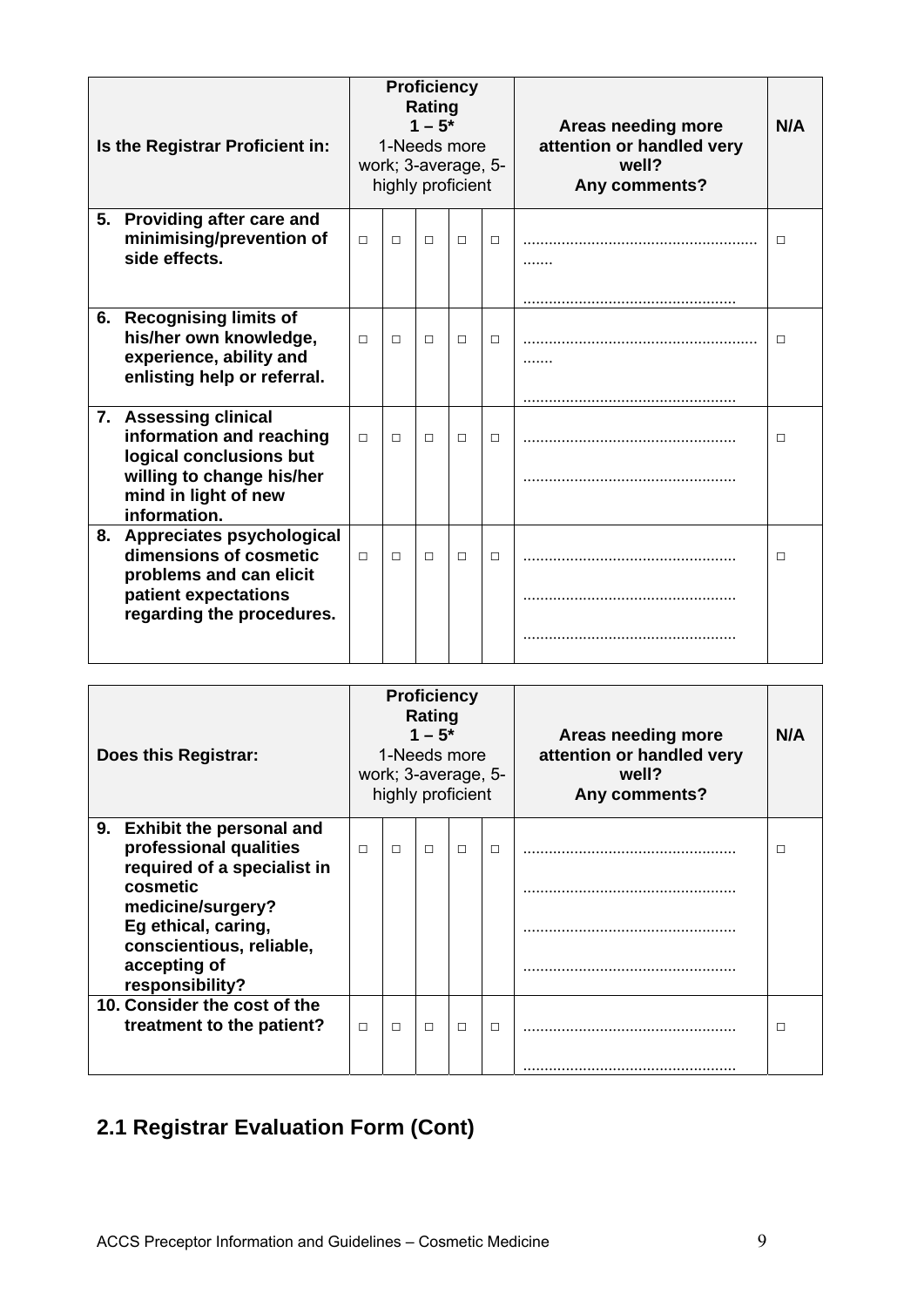| Is the Registrar Proficient in: | Proficiency Rating 1 – 5* 1-Needs more work; 3-average, 5-highly proficient | | | | | Areas needing more attention or handled very well? Any comments? | N/A |
|---|---|---|---|---|---|---|---|
| **5. Providing after care and minimising/prevention of side effects.** | □ | □ | □ | □ | □ | ............................................................. ....... ................................................. | □ |
| **6. Recognising limits of his/her own knowledge, experience, ability and enlisting help or referral.** | □ | □ | □ | □ | □ | ............................................................. ....... ................................................. | □ |
| **7. Assessing clinical information and reaching logical conclusions but willing to change his/her mind in light of new information.** | □ | □ | □ | □ | □ | ................................................. ................................................. | □ |
| **8. Appreciates psychological dimensions of cosmetic problems and can elicit patient expectations regarding the procedures.** | □ | □ | □ | □ | □ | ................................................. ................................................. ................................................. | □ |

| Does this Registrar: | Proficiency Rating 1 – 5* 1-Needs more work; 3-average, 5-highly proficient | | | | | Areas needing more attention or handled very well? Any comments? | N/A |
|---|---|---|---|---|---|---|---|
| **9. Exhibit the personal and professional qualities required of a specialist in cosmetic medicine/surgery? Eg ethical, caring, conscientious, reliable, accepting of responsibility?** | □ | □ | □ | □ | □ | ................................................. ................................................. ................................................. ................................................. | □ |
| **10. Consider the cost of the treatment to the patient?** | □ | □ | □ | □ | □ | ................................................. ................................................. | □ |

## 2.1 Registrar Evaluation Form (Cont)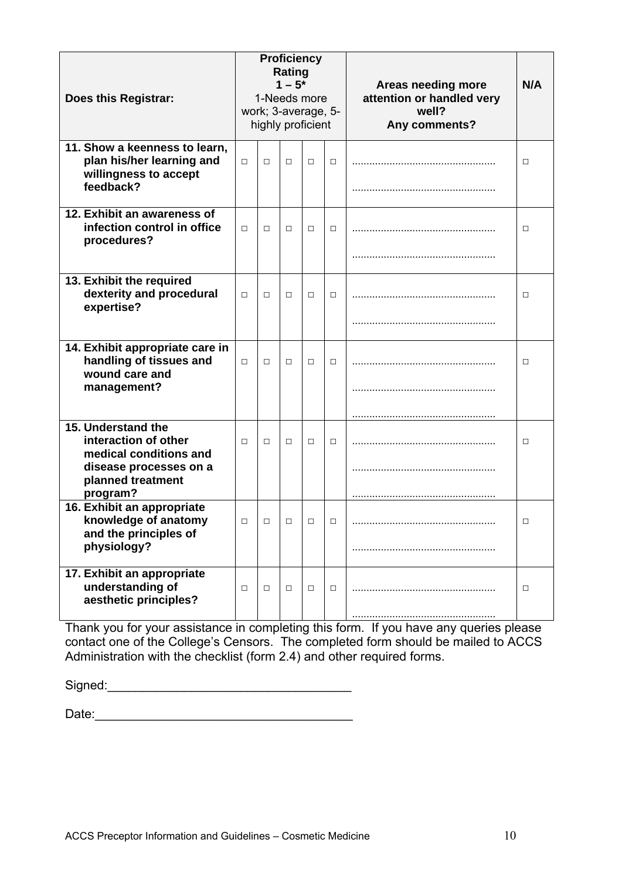| Does this Registrar: | **Proficiency Rating 1 – 5*** 1-Needs more work; 3-average, 5-highly proficient | | | | | Areas needing more attention or handled very well? Any comments? | N/A |
|---|---|---|---|---|---|---|---|
| **11. Show a keenness to learn, plan his/her learning and willingness to accept feedback?** | □ | □ | □ | □ | □ | ................................................. ................................................. | □ |
| **12. Exhibit an awareness of infection control in office procedures?** | □ | □ | □ | □ | □ | ................................................. ................................................. | □ |
| **13. Exhibit the required dexterity and procedural expertise?** | □ | □ | □ | □ | □ | ................................................. ................................................. | □ |
| **14. Exhibit appropriate care in handling of tissues and wound care and management?** | □ | □ | □ | □ | □ | ................................................. ................................................. ................................................. | □ |
| **15. Understand the interaction of other medical conditions and disease processes on a planned treatment program?** | □ | □ | □ | □ | □ | ................................................. ................................................. ................................................. | □ |
| **16. Exhibit an appropriate knowledge of anatomy and the principles of physiology?** | □ | □ | □ | □ | □ | ................................................. ................................................. | □ |
| **17. Exhibit an appropriate understanding of aesthetic principles?** | □ | □ | □ | □ | □ | ................................................. ................................................. | □ |

Thank you for your assistance in completing this form. If you have any queries please contact one of the College's Censors. The completed form should be mailed to ACCS Administration with the checklist (form 2.4) and other required forms.

Signed:___________________________________

Date:_____________________________________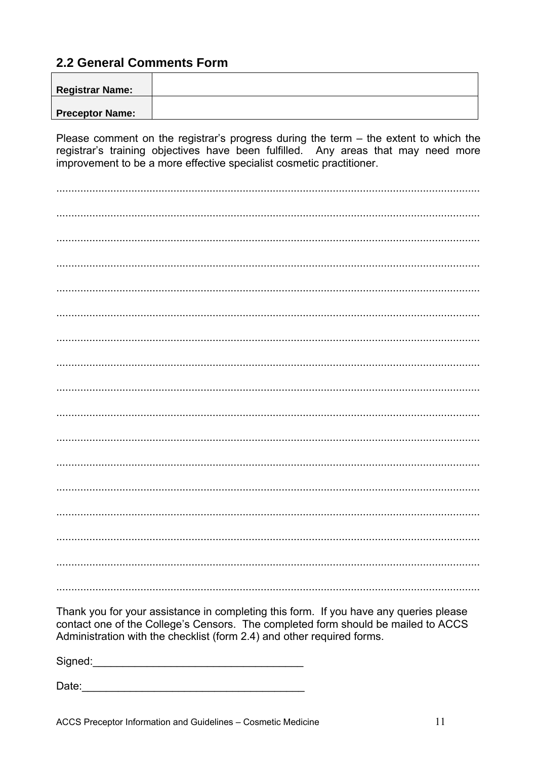## 2.2 General Comments Form

| **Registrar Name:** | |
|---|---|
| **Preceptor Name:** | |

Please comment on the registrar's progress during the term – the extent to which the registrar's training objectives have been fulfilled. Any areas that may need more improvement to be a more effective specialist cosmetic practitioner.

..........................................................................................................................................

..........................................................................................................................................

..........................................................................................................................................

..........................................................................................................................................

..........................................................................................................................................

..........................................................................................................................................

..........................................................................................................................................

..........................................................................................................................................

..........................................................................................................................................

..........................................................................................................................................

..........................................................................................................................................

..........................................................................................................................................

..........................................................................................................................................

..........................................................................................................................................

..........................................................................................................................................

..........................................................................................................................................

..........................................................................................................................................

Thank you for your assistance in completing this form. If you have any queries please contact one of the College's Censors. The completed form should be mailed to ACCS Administration with the checklist (form 2.4) and other required forms.

Signed:___________________________________

Date:_____________________________________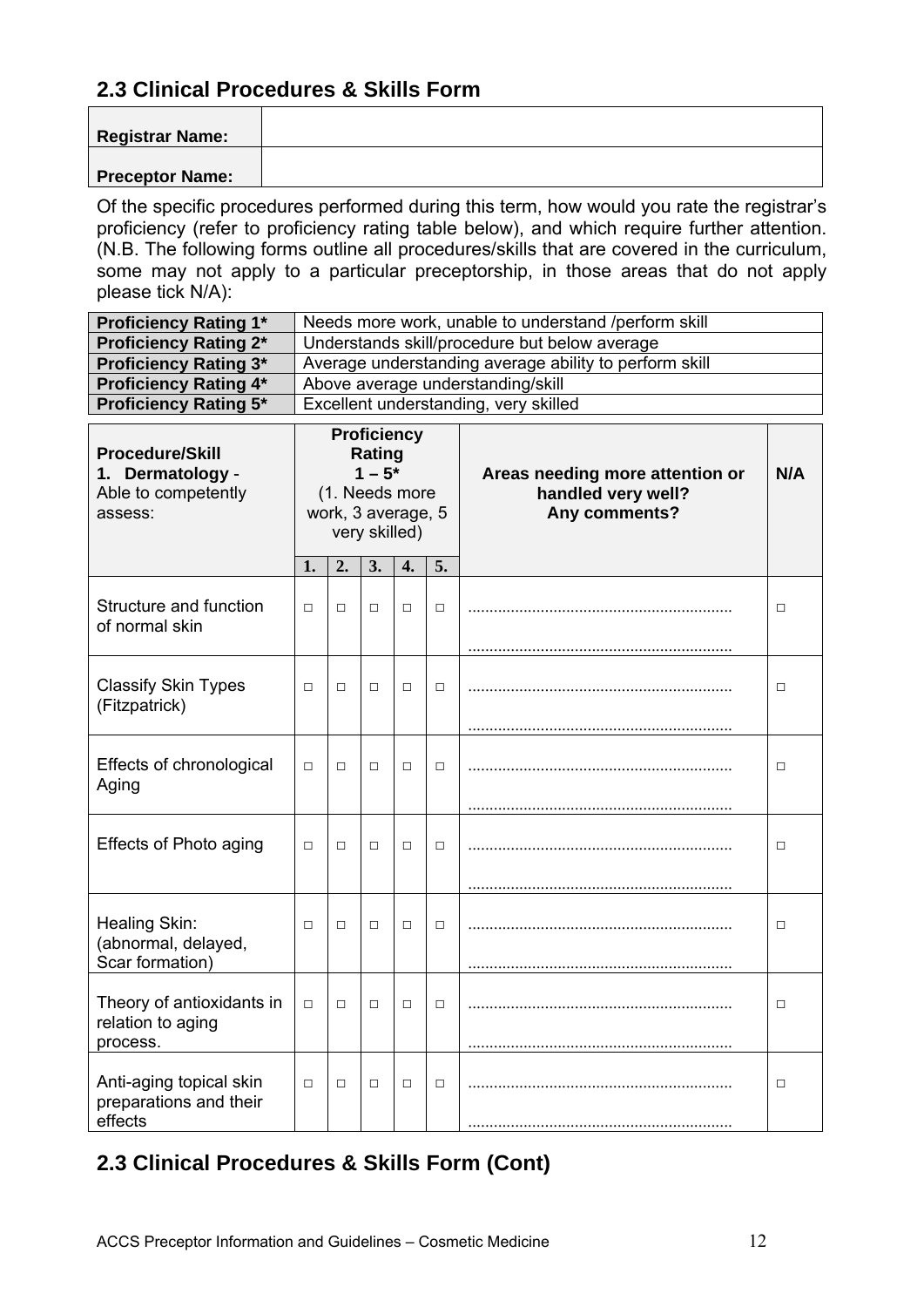## 2.3 Clinical Procedures & Skills Form

| Registrar Name: | |
|---|---|
| Preceptor Name: | |

Of the specific procedures performed during this term, how would you rate the registrar's proficiency (refer to proficiency rating table below), and which require further attention. (N.B. The following forms outline all procedures/skills that are covered in the curriculum, some may not apply to a particular preceptorship, in those areas that do not apply please tick N/A):

| Proficiency Rating | Description |
|---|---|
| Proficiency Rating 1* | Needs more work, unable to understand /perform skill |
| Proficiency Rating 2* | Understands skill/procedure but below average |
| Proficiency Rating 3* | Average understanding average ability to perform skill |
| Proficiency Rating 4* | Above average understanding/skill |
| Proficiency Rating 5* | Excellent understanding, very skilled |

| Procedure/Skill<br>1. Dermatology - Able to competently assess: | Proficiency Rating 1 – 5* (1. Needs more work, 3 average, 5 very skilled) | | | | | Areas needing more attention or handled very well? Any comments? | N/A |
|---|---|---|---|---|---|---|---|
| | 1. | 2. | 3. | 4. | 5. | | |
| Structure and function of normal skin | □ | □ | □ | □ | □ | ............................................................<br>............................................................ | □ |
| Classify Skin Types (Fitzpatrick) | □ | □ | □ | □ | □ | ............................................................<br>............................................................ | □ |
| Effects of chronological Aging | □ | □ | □ | □ | □ | ............................................................<br>............................................................ | □ |
| Effects of Photo aging | □ | □ | □ | □ | □ | ............................................................<br>............................................................ | □ |
| Healing Skin: (abnormal, delayed, Scar formation) | □ | □ | □ | □ | □ | ............................................................<br>............................................................ | □ |
| Theory of antioxidants in relation to aging process. | □ | □ | □ | □ | □ | ............................................................<br>............................................................ | □ |
| Anti-aging topical skin preparations and their effects | □ | □ | □ | □ | □ | ............................................................<br>............................................................ | □ |

## 2.3 Clinical Procedures & Skills Form (Cont)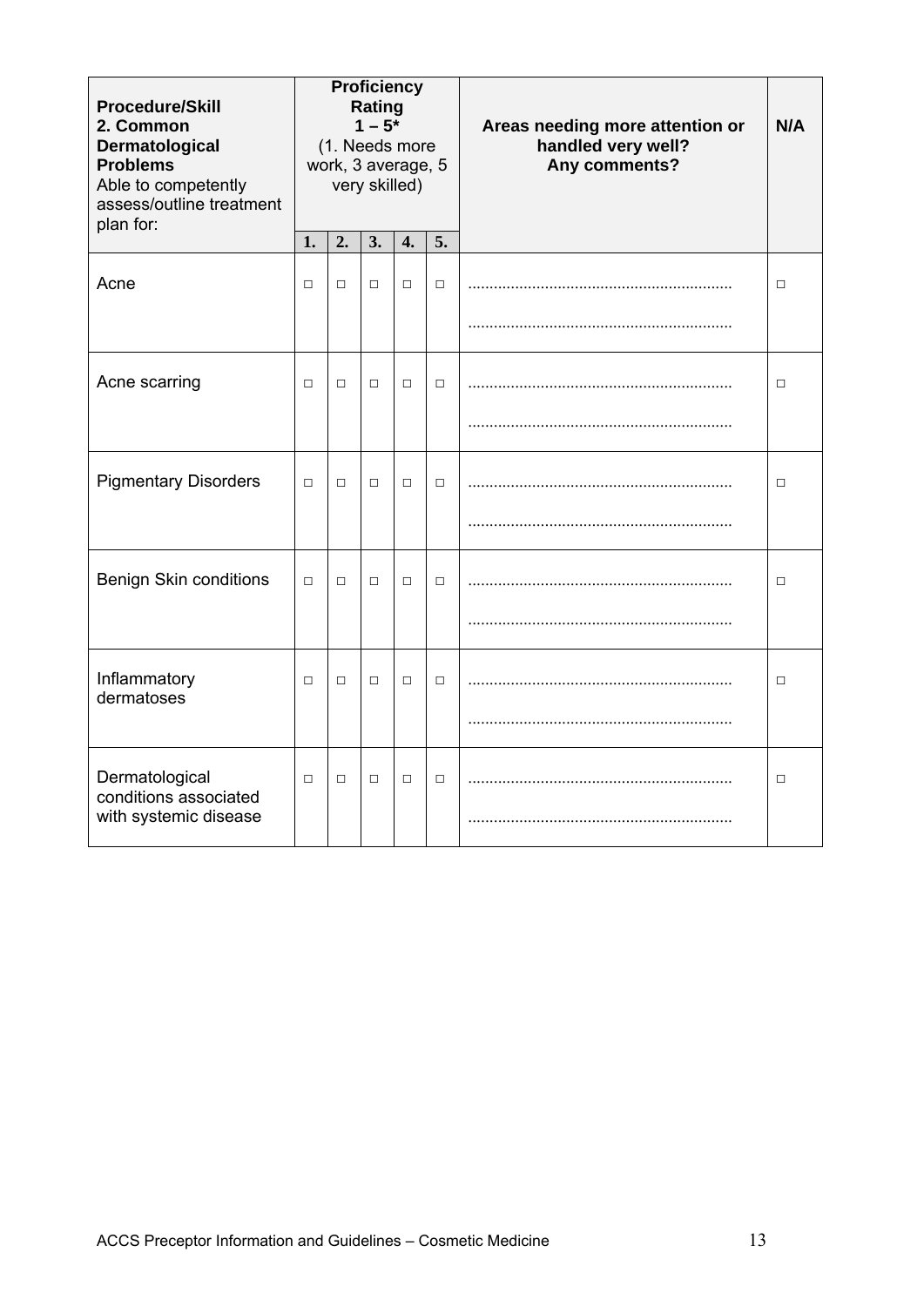| **Procedure/Skill 2. Common Dermatological Problems** Able to competently assess/outline treatment plan for: | **Proficiency Rating 1 – 5*** (1. Needs more work, 3 average, 5 very skilled) | | | | | **Areas needing more attention or handled very well? Any comments?** | **N/A** |
|---|---|---|---|---|---|---|---|
| | **1.** | **2.** | **3.** | **4.** | **5.** | | |
| Acne | □ | □ | □ | □ | □ | ............................................................ ............................................................ | □ |
| Acne scarring | □ | □ | □ | □ | □ | ............................................................ ............................................................ | □ |
| Pigmentary Disorders | □ | □ | □ | □ | □ | ............................................................ ............................................................ | □ |
| Benign Skin conditions | □ | □ | □ | □ | □ | ............................................................ ............................................................ | □ |
| Inflammatory dermatoses | □ | □ | □ | □ | □ | ............................................................ ............................................................ | □ |
| Dermatological conditions associated with systemic disease | □ | □ | □ | □ | □ | ............................................................ ............................................................ | □ |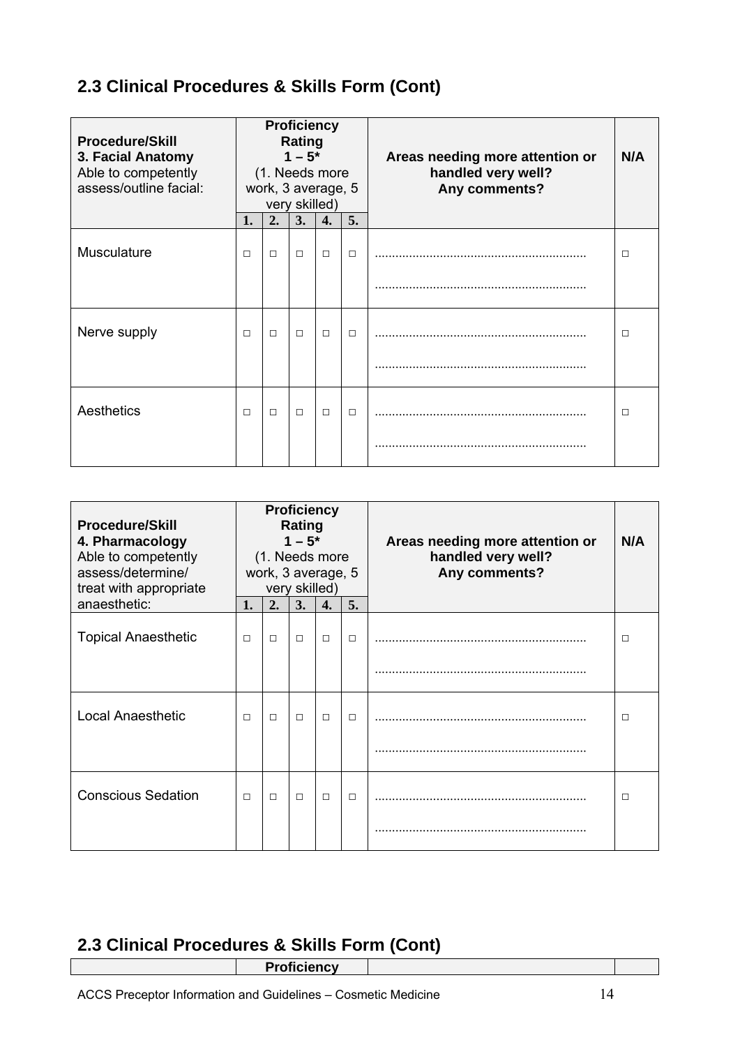## 2.3 Clinical Procedures & Skills Form (Cont)

| **Procedure/Skill**<br>**3. Facial Anatomy**<br>Able to competently assess/outline facial: | **Proficiency Rating 1 – 5*** (1. Needs more work, 3 average, 5 very skilled) | | | | | **Areas needing more attention or handled very well? Any comments?** | **N/A** |
|---|---|---|---|---|---|---|---|
| | **1.** | **2.** | **3.** | **4.** | **5.** | | |
| Musculature | □ | □ | □ | □ | □ | ............................................................<br>............................................................ | □ |
| Nerve supply | □ | □ | □ | □ | □ | ............................................................<br>............................................................ | □ |
| Aesthetics | □ | □ | □ | □ | □ | ............................................................<br>............................................................ | □ |

| **Procedure/Skill**<br>**4. Pharmacology**<br>Able to competently assess/determine/ treat with appropriate anaesthetic: | **Proficiency Rating 1 – 5*** (1. Needs more work, 3 average, 5 very skilled) | | | | | **Areas needing more attention or handled very well? Any comments?** | **N/A** |
|---|---|---|---|---|---|---|---|
| | **1.** | **2.** | **3.** | **4.** | **5.** | | |
| Topical Anaesthetic | □ | □ | □ | □ | □ | ............................................................<br>............................................................ | □ |
| Local Anaesthetic | □ | □ | □ | □ | □ | ............................................................<br>............................................................ | □ |
| Conscious Sedation | □ | □ | □ | □ | □ | ............................................................<br>............................................................ | □ |

## 2.3 Clinical Procedures & Skills Form (Cont)

| | **Proficiency** | | |
|---|---|---|---|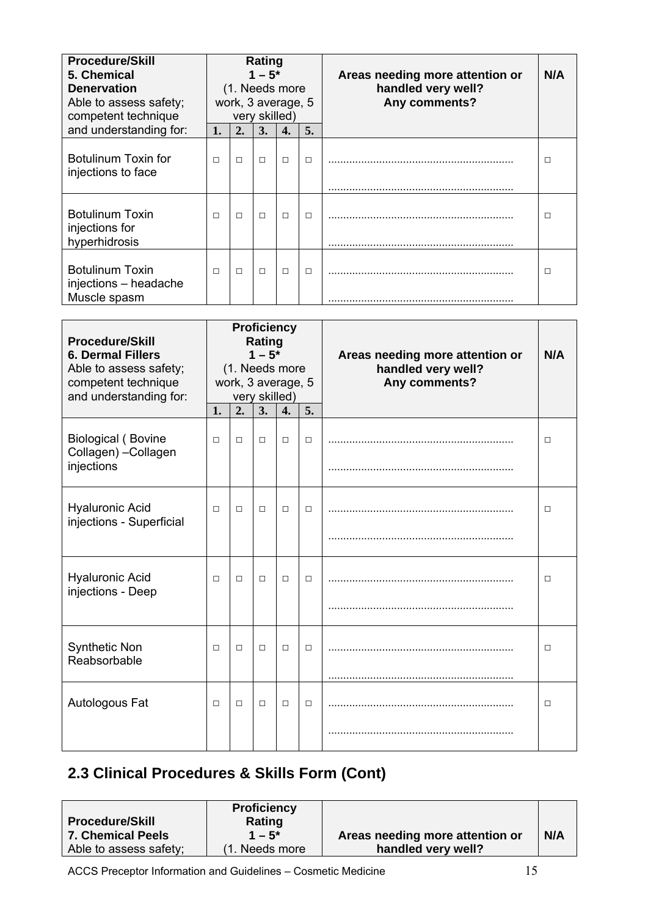| **Procedure/Skill**<br>**5. Chemical Denervation**<br>Able to assess safety; competent technique and understanding for: | **Rating 1 – 5*** (1. Needs more work, 3 average, 5 very skilled) | | | | | **Areas needing more attention or handled very well? Any comments?** | **N/A** |
|---|---|---|---|---|---|---|---|
| | **1.** | **2.** | **3.** | **4.** | **5.** | | |
| Botulinum Toxin for injections to face | □ | □ | □ | □ | □ | ............................................................<br>............................................................ | □ |
| Botulinum Toxin injections for hyperhidrosis | □ | □ | □ | □ | □ | ............................................................<br>............................................................ | □ |
| Botulinum Toxin injections – headache Muscle spasm | □ | □ | □ | □ | □ | ............................................................<br>............................................................ | □ |

| **Procedure/Skill**<br>**6. Dermal Fillers**<br>Able to assess safety; competent technique and understanding for: | **Proficiency Rating 1 – 5*** (1. Needs more work, 3 average, 5 very skilled) | | | | | **Areas needing more attention or handled very well? Any comments?** | **N/A** |
|---|---|---|---|---|---|---|---|
| | **1.** | **2.** | **3.** | **4.** | **5.** | | |
| Biological ( Bovine Collagen) –Collagen injections | □ | □ | □ | □ | □ | ............................................................<br>............................................................ | □ |
| Hyaluronic Acid injections - Superficial | □ | □ | □ | □ | □ | ............................................................<br>............................................................ | □ |
| Hyaluronic Acid injections - Deep | □ | □ | □ | □ | □ | ............................................................<br>............................................................ | □ |
| Synthetic Non Reabsorbable | □ | □ | □ | □ | □ | ............................................................<br>............................................................ | □ |
| Autologous Fat | □ | □ | □ | □ | □ | ............................................................<br>............................................................ | □ |

## 2.3 Clinical Procedures & Skills Form (Cont)

| **Procedure/Skill**<br>**7. Chemical Peels**<br>Able to assess safety; | **Proficiency Rating 1 – 5*** (1. Needs more | **Areas needing more attention or handled very well?** | **N/A** |
|---|---|---|---|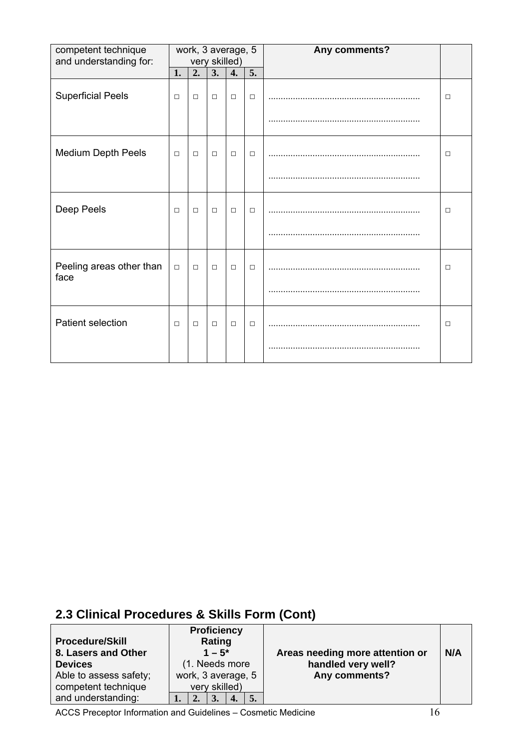| competent technique and understanding for: | work, 3 average, 5 very skilled) | | | | | Any comments? | |
|---|---|---|---|---|---|---|---|
| | 1. | 2. | 3. | 4. | 5. | | |
| Superficial Peels | □ | □ | □ | □ | □ | ............................................................ ............................................................ | □ |
| Medium Depth Peels | □ | □ | □ | □ | □ | ............................................................ ............................................................ | □ |
| Deep Peels | □ | □ | □ | □ | □ | ............................................................ ............................................................ | □ |
| Peeling areas other than face | □ | □ | □ | □ | □ | ............................................................ ............................................................ | □ |
| Patient selection | □ | □ | □ | □ | □ | ............................................................ ............................................................ | □ |

## 2.3 Clinical Procedures & Skills Form (Cont)

| **Procedure/Skill** **8. Lasers and Other Devices** Able to assess safety; competent technique and understanding: | **Proficiency Rating 1 – 5*** (1. Needs more work, 3 average, 5 very skilled) | | | | | **Areas needing more attention or handled very well? Any comments?** | **N/A** |
|---|---|---|---|---|---|---|---|
| | 1. | 2. | 3. | 4. | 5. | | |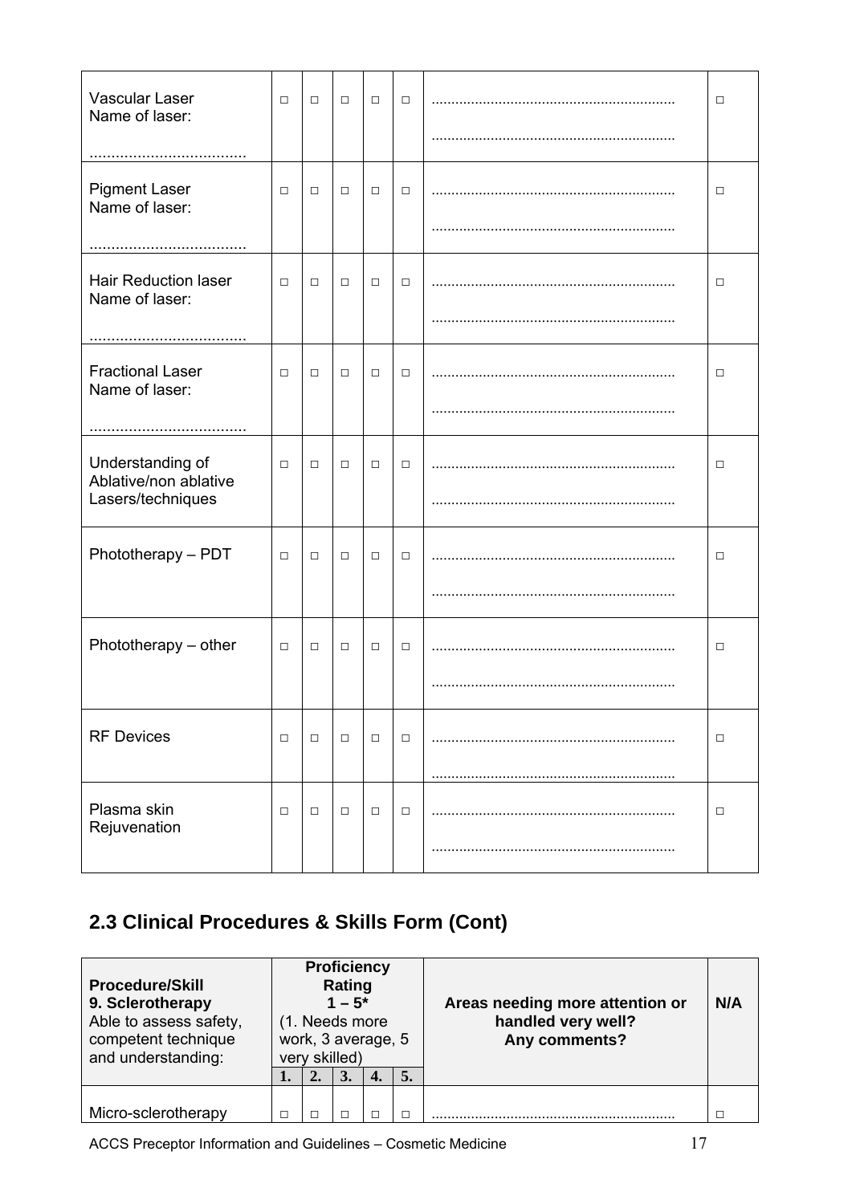| | | | | | | | |
|---|---|---|---|---|---|---|---|
| Vascular Laser<br>Name of laser:<br><br>..................................... | □ | □ | □ | □ | □ | .............................................................<br><br>............................................................. | □ |
| Pigment Laser<br>Name of laser:<br><br>..................................... | □ | □ | □ | □ | □ | .............................................................<br><br>............................................................. | □ |
| Hair Reduction laser<br>Name of laser:<br><br>..................................... | □ | □ | □ | □ | □ | .............................................................<br><br>............................................................. | □ |
| Fractional Laser<br>Name of laser:<br><br>..................................... | □ | □ | □ | □ | □ | .............................................................<br><br>............................................................. | □ |
| Understanding of Ablative/non ablative Lasers/techniques | □ | □ | □ | □ | □ | .............................................................<br><br>............................................................. | □ |
| Phototherapy – PDT | □ | □ | □ | □ | □ | .............................................................<br><br>............................................................. | □ |
| Phototherapy – other | □ | □ | □ | □ | □ | .............................................................<br><br>............................................................. | □ |
| RF Devices | □ | □ | □ | □ | □ | .............................................................<br><br>............................................................. | □ |
| Plasma skin Rejuvenation | □ | □ | □ | □ | □ | .............................................................<br><br>............................................................. | □ |

## 2.3 Clinical Procedures & Skills Form (Cont)

| **Procedure/Skill**<br>**9. Sclerotherapy**<br>Able to assess safety, competent technique and understanding: | **Proficiency Rating 1 – 5*** (1. Needs more work, 3 average, 5 very skilled) | | | | | **Areas needing more attention or handled very well? Any comments?** | **N/A** |
|---|---|---|---|---|---|---|---|
| | **1.** | **2.** | **3.** | **4.** | **5.** | | |
| Micro-sclerotherapy | □ | □ | □ | □ | □ | ............................................................. | □ |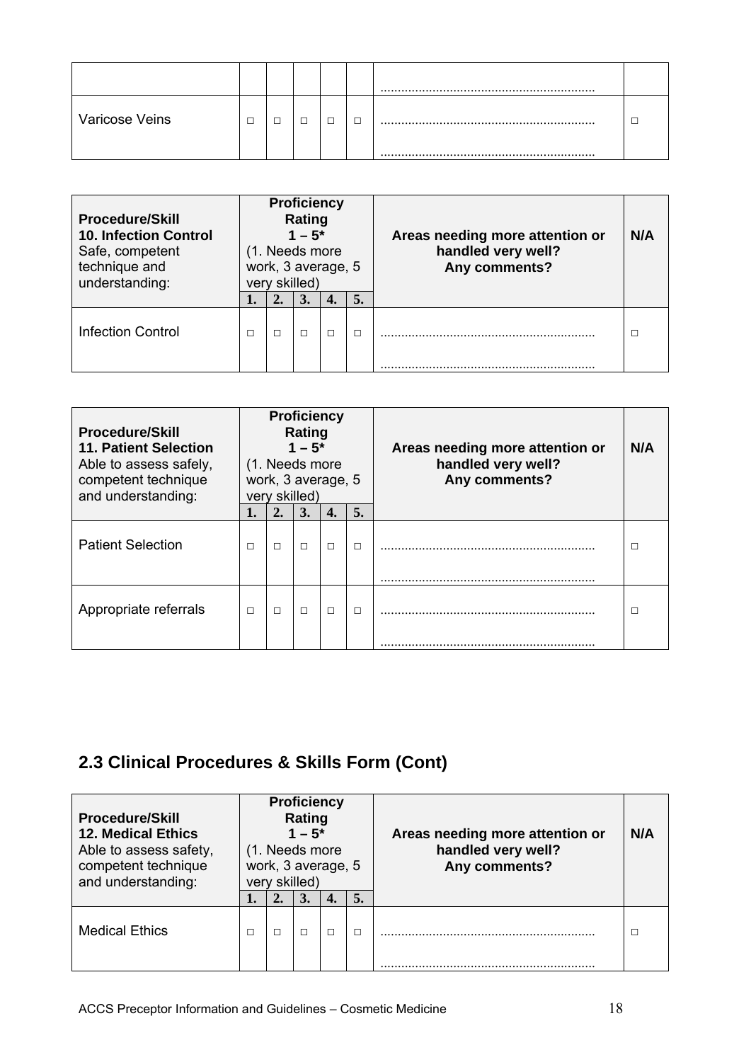| | | | | | | | |
|---|---|---|---|---|---|---|---|
| | | | | | | ............................................................. | |
| Varicose Veins | □ | □ | □ | □ | □ | ............................................................. ............................................................. | □ |

| **Procedure/Skill** **10. Infection Control** Safe, competent technique and understanding: | **Proficiency Rating 1 – 5*** (1. Needs more work, 3 average, 5 very skilled) | | | | | **Areas needing more attention or handled very well? Any comments?** | **N/A** |
|---|---|---|---|---|---|---|---|
| | **1.** | **2.** | **3.** | **4.** | **5.** | | |
| Infection Control | □ | □ | □ | □ | □ | ............................................................. ............................................................. | □ |

| **Procedure/Skill** **11. Patient Selection** Able to assess safely, competent technique and understanding: | **Proficiency Rating 1 – 5*** (1. Needs more work, 3 average, 5 very skilled) | | | | | **Areas needing more attention or handled very well? Any comments?** | **N/A** |
|---|---|---|---|---|---|---|---|
| | **1.** | **2.** | **3.** | **4.** | **5.** | | |
| Patient Selection | □ | □ | □ | □ | □ | ............................................................. ............................................................. | □ |
| Appropriate referrals | □ | □ | □ | □ | □ | ............................................................. ............................................................. | □ |

## 2.3 Clinical Procedures & Skills Form (Cont)

| **Procedure/Skill** **12. Medical Ethics** Able to assess safety, competent technique and understanding: | **Proficiency Rating 1 – 5*** (1. Needs more work, 3 average, 5 very skilled) | | | | | **Areas needing more attention or handled very well? Any comments?** | **N/A** |
|---|---|---|---|---|---|---|---|
| | **1.** | **2.** | **3.** | **4.** | **5.** | | |
| Medical Ethics | □ | □ | □ | □ | □ | ............................................................. ............................................................. | □ |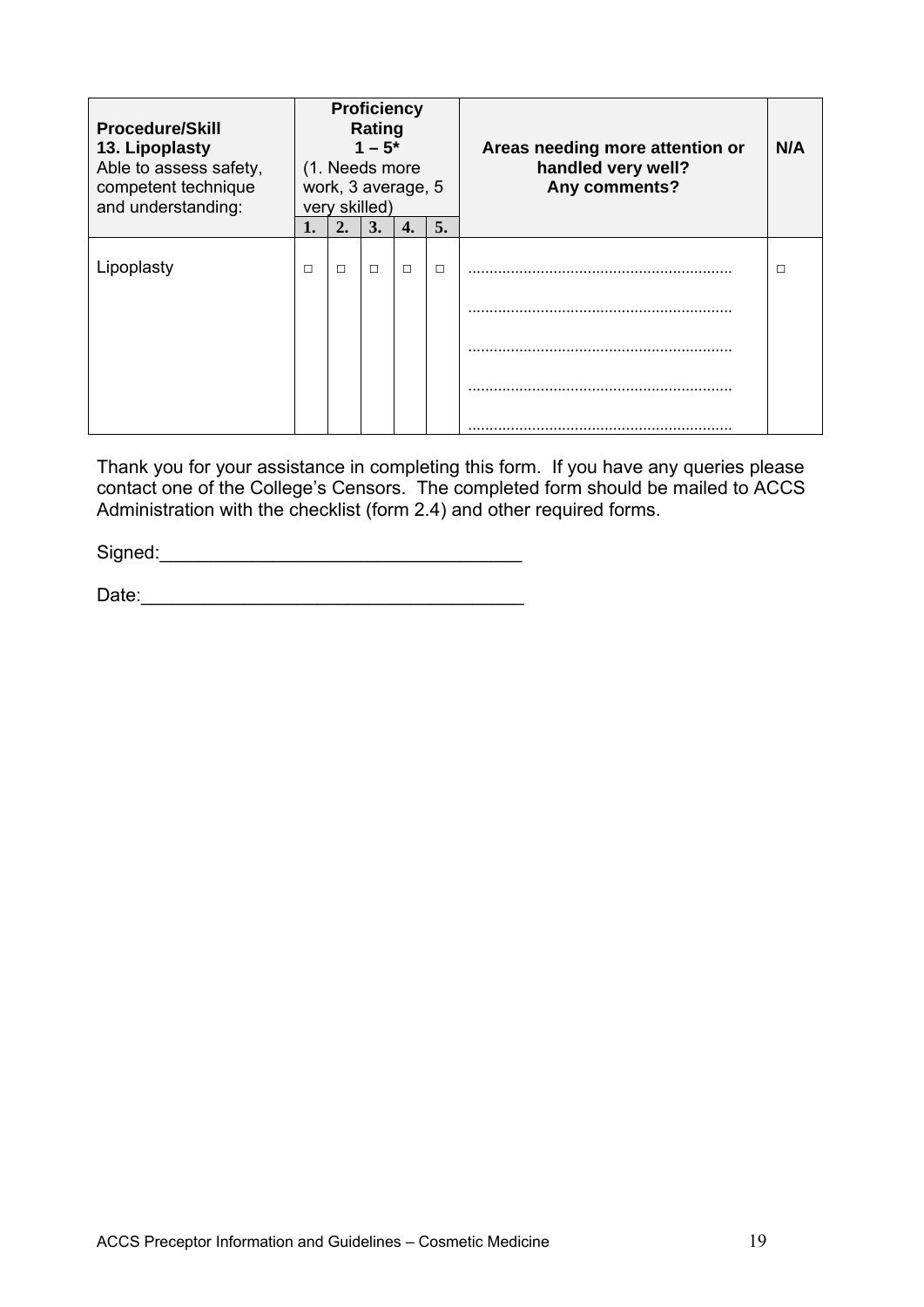| **Procedure/Skill** **13. Lipoplasty** Able to assess safety, competent technique and understanding: | **Proficiency Rating 1 – 5*** (1. Needs more work, 3 average, 5 very skilled) | | | | | **Areas needing more attention or handled very well? Any comments?** | **N/A** |
|---|---|---|---|---|---|---|---|
| | **1.** | **2.** | **3.** | **4.** | **5.** | | |
| Lipoplasty | □ | □ | □ | □ | □ | ............................................................ ............................................................ ............................................................ ............................................................ ............................................................ | □ |

Thank you for your assistance in completing this form. If you have any queries please contact one of the College's Censors. The completed form should be mailed to ACCS Administration with the checklist (form 2.4) and other required forms.

Signed:___________________________________

Date:_____________________________________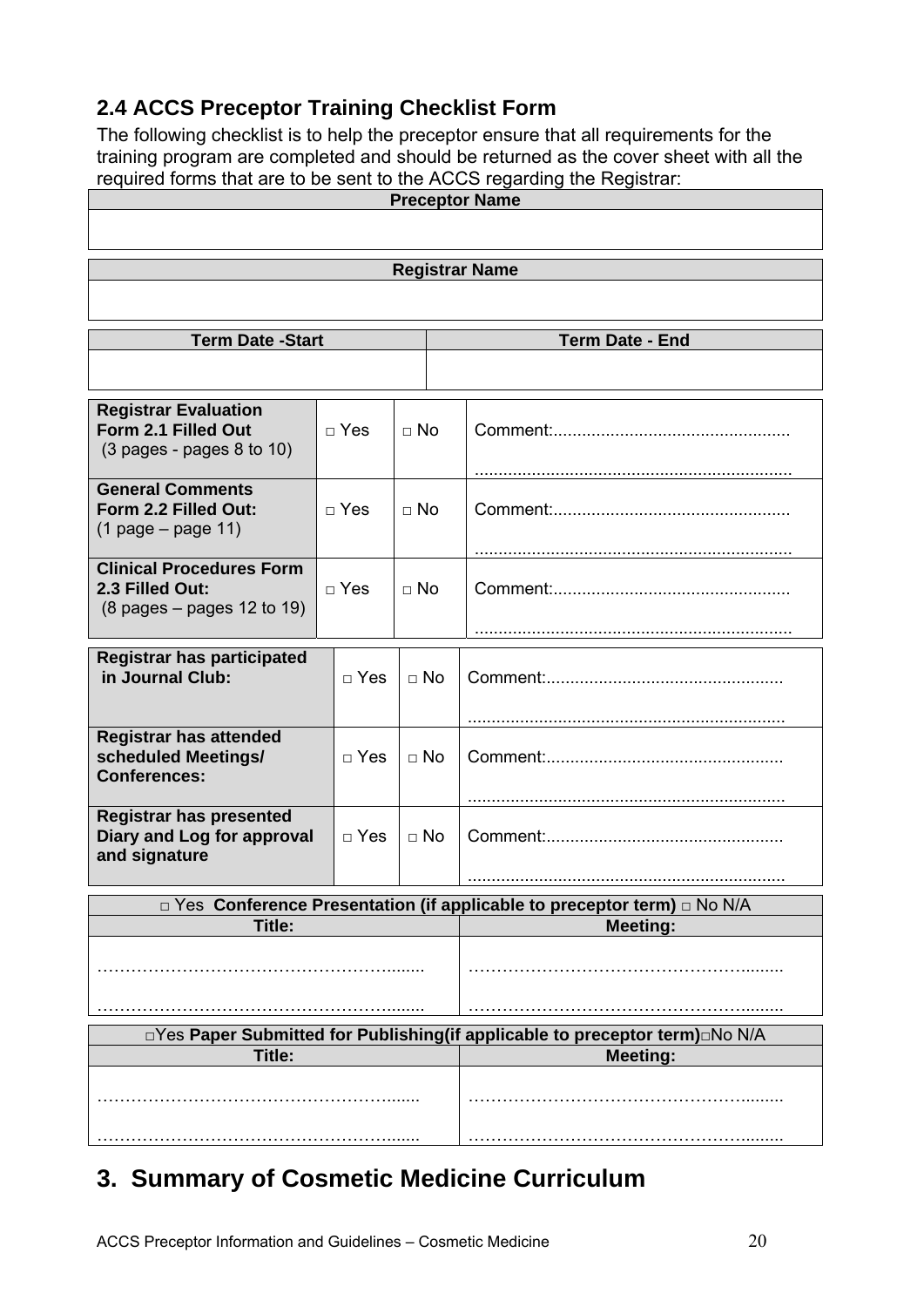## 2.4 ACCS Preceptor Training Checklist Form

The following checklist is to help the preceptor ensure that all requirements for the training program are completed and should be returned as the cover sheet with all the required forms that are to be sent to the ACCS regarding the Registrar:

| Preceptor Name |
|---|
| |

| Registrar Name |
|---|
| |

| Term Date -Start | Term Date - End |
|---|---|
| | |

| | | | |
|---|---|---|---|
| **Registrar Evaluation Form 2.1 Filled Out** (3 pages - pages 8 to 10) | □ Yes | □ No | Comment:................................................. .................................................................. |
| **General Comments Form 2.2 Filled Out:** (1 page – page 11) | □ Yes | □ No | Comment:................................................. .................................................................. |
| **Clinical Procedures Form 2.3 Filled Out:** (8 pages – pages 12 to 19) | □ Yes | □ No | Comment:................................................. .................................................................. |

| | | | |
|---|---|---|---|
| **Registrar has participated in Journal Club:** | □ Yes | □ No | Comment:................................................. .................................................................. |
| **Registrar has attended scheduled Meetings/ Conferences:** | □ Yes | □ No | Comment:................................................. .................................................................. |
| **Registrar has presented Diary and Log for approval and signature** | □ Yes | □ No | Comment:................................................. .................................................................. |

| □ Yes **Conference Presentation (if applicable to preceptor term)** □ No N/A | |
|---|---|
| **Title:** | **Meeting:** |
| ………………………………………………......... ………………………………………………......... | ……………………………………………......... ……………………………………………......... |

| □Yes **Paper Submitted for Publishing(if applicable to preceptor term)**□No N/A | |
|---|---|
| **Title:** | **Meeting:** |
| ………………………………………………....... ………………………………………………....... | ……………………………………………......... ……………………………………………......... |

# 3. Summary of Cosmetic Medicine Curriculum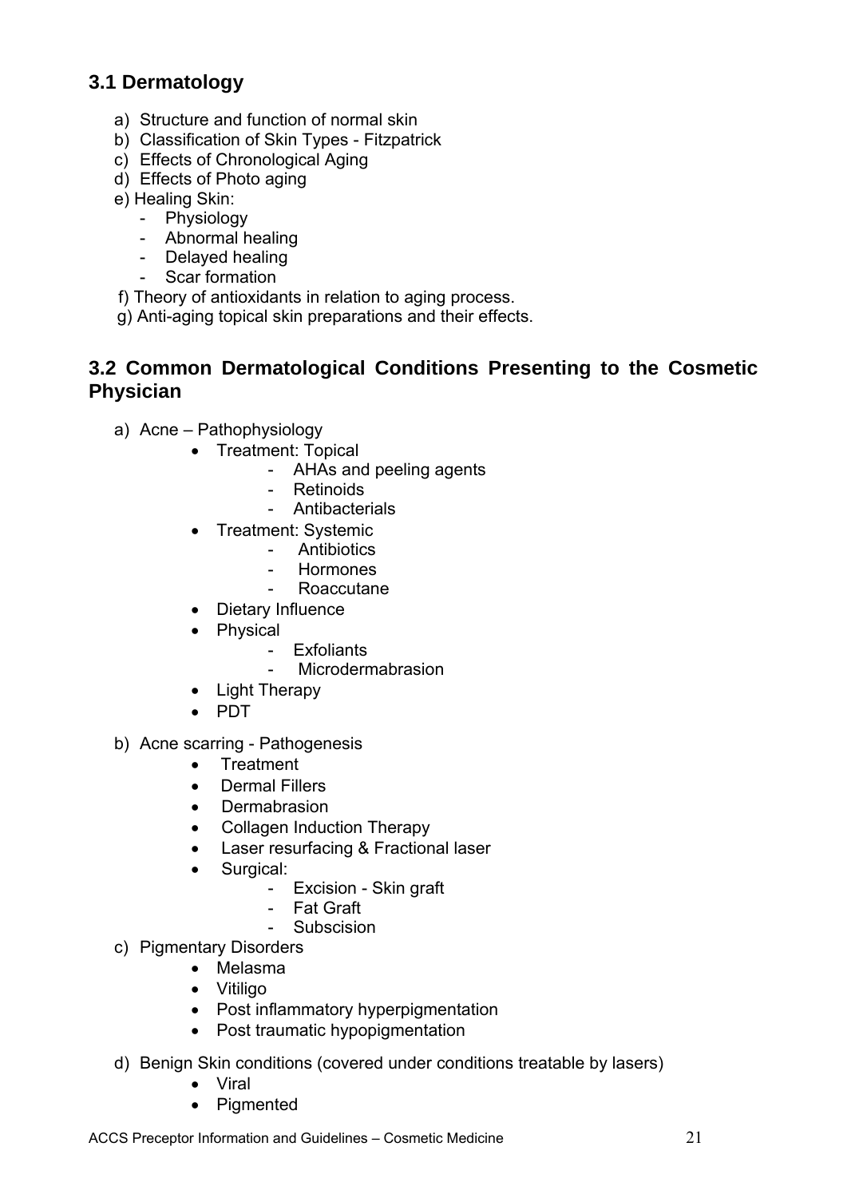## 3.1 Dermatology

a) Structure and function of normal skin
b) Classification of Skin Types - Fitzpatrick
c) Effects of Chronological Aging
d) Effects of Photo aging
e) Healing Skin:
  - Physiology
  - Abnormal healing
  - Delayed healing
  - Scar formation

f) Theory of antioxidants in relation to aging process.
g) Anti-aging topical skin preparations and their effects.

## 3.2 Common Dermatological Conditions Presenting to the Cosmetic Physician

a) Acne – Pathophysiology
  - Treatment: Topical
    - AHAs and peeling agents
    - Retinoids
    - Antibacterials
  - Treatment: Systemic
    - Antibiotics
    - Hormones
    - Roaccutane
  - Dietary Influence
  - Physical
    - Exfoliants
    - Microdermabrasion
  - Light Therapy
  - PDT

b) Acne scarring - Pathogenesis
  - Treatment
  - Dermal Fillers
  - Dermabrasion
  - Collagen Induction Therapy
  - Laser resurfacing & Fractional laser
  - Surgical:
    - Excision - Skin graft
    - Fat Graft
    - Subscision

c) Pigmentary Disorders
  - Melasma
  - Vitiligo
  - Post inflammatory hyperpigmentation
  - Post traumatic hypopigmentation

d) Benign Skin conditions (covered under conditions treatable by lasers)
  - Viral
  - Pigmented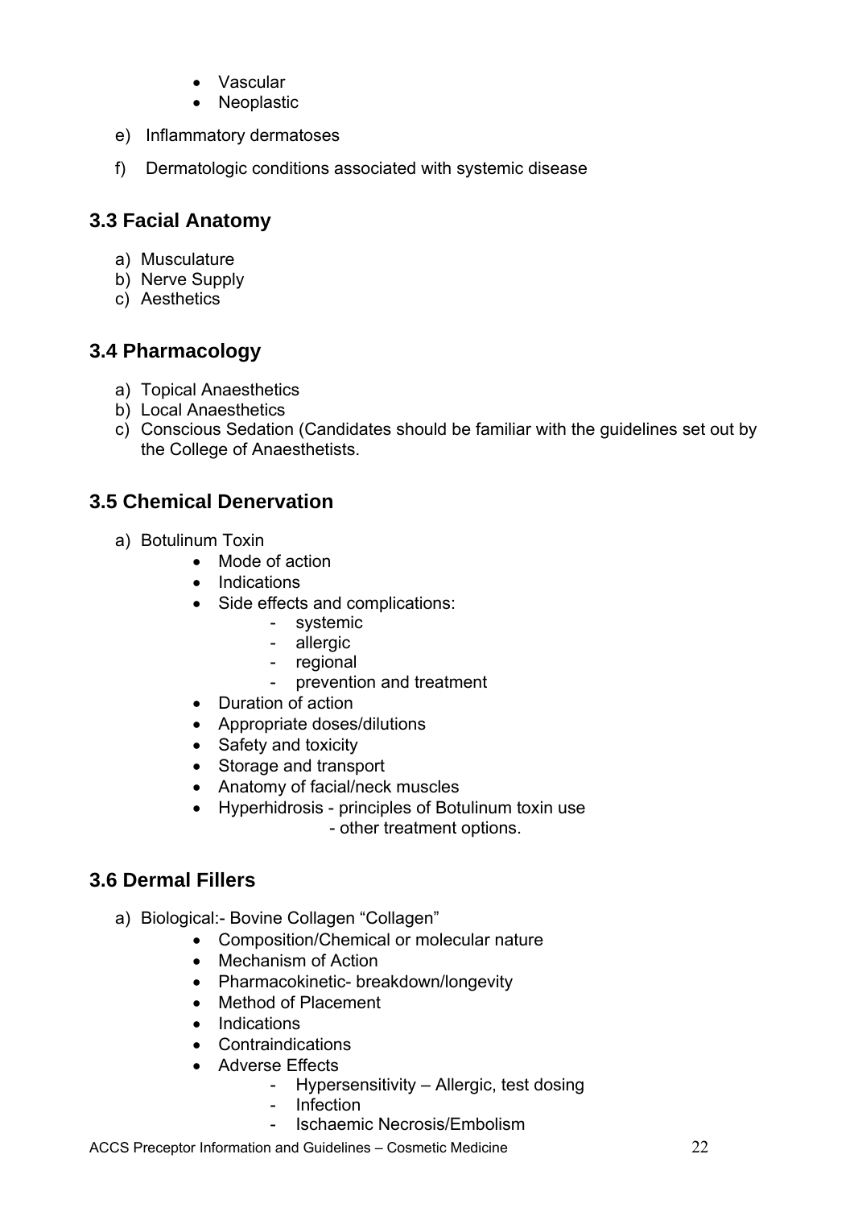- Vascular
- Neoplastic

e) Inflammatory dermatoses

f) Dermatologic conditions associated with systemic disease

## 3.3 Facial Anatomy

a) Musculature
b) Nerve Supply
c) Aesthetics

## 3.4 Pharmacology

a) Topical Anaesthetics
b) Local Anaesthetics
c) Conscious Sedation (Candidates should be familiar with the guidelines set out by the College of Anaesthetists.

## 3.5 Chemical Denervation

a) Botulinum Toxin
   - Mode of action
   - Indications
   - Side effects and complications:
     - systemic
     - allergic
     - regional
     - prevention and treatment
   - Duration of action
   - Appropriate doses/dilutions
   - Safety and toxicity
   - Storage and transport
   - Anatomy of facial/neck muscles
   - Hyperhidrosis - principles of Botulinum toxin use
     - other treatment options.

## 3.6 Dermal Fillers

a) Biological:- Bovine Collagen "Collagen"
   - Composition/Chemical or molecular nature
   - Mechanism of Action
   - Pharmacokinetic- breakdown/longevity
   - Method of Placement
   - Indications
   - Contraindications
   - Adverse Effects
     - Hypersensitivity – Allergic, test dosing
     - Infection
     - Ischaemic Necrosis/Embolism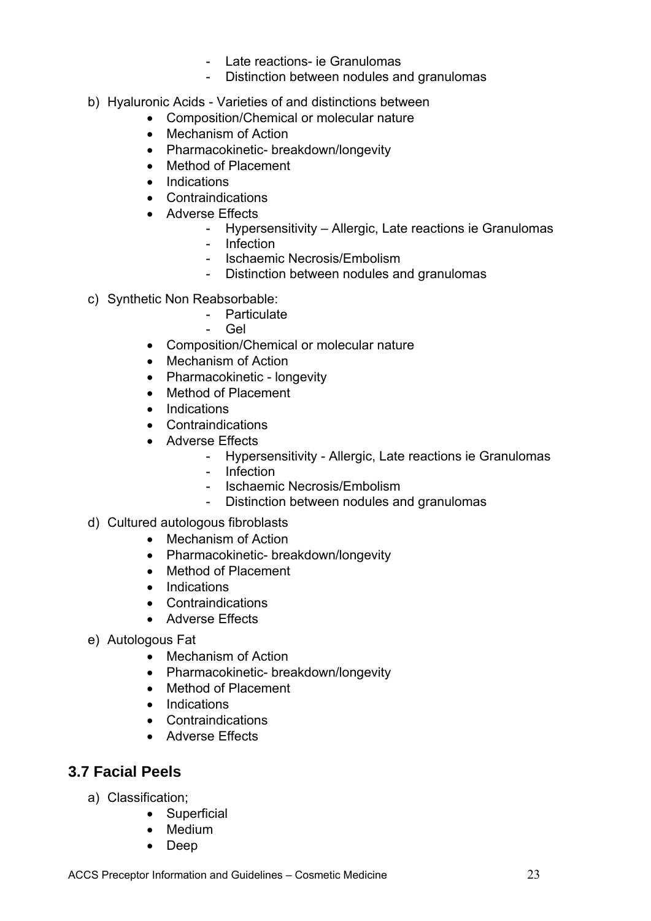- Late reactions- ie Granulomas
- Distinction between nodules and granulomas

b) Hyaluronic Acids - Varieties of and distinctions between
  - Composition/Chemical or molecular nature
  - Mechanism of Action
  - Pharmacokinetic- breakdown/longevity
  - Method of Placement
  - Indications
  - Contraindications
  - Adverse Effects
    - Hypersensitivity – Allergic, Late reactions ie Granulomas
    - Infection
    - Ischaemic Necrosis/Embolism
    - Distinction between nodules and granulomas

c) Synthetic Non Reabsorbable:
  - Particulate
  - Gel
  - Composition/Chemical or molecular nature
  - Mechanism of Action
  - Pharmacokinetic - longevity
  - Method of Placement
  - Indications
  - Contraindications
  - Adverse Effects
    - Hypersensitivity - Allergic, Late reactions ie Granulomas
    - Infection
    - Ischaemic Necrosis/Embolism
    - Distinction between nodules and granulomas

d) Cultured autologous fibroblasts
  - Mechanism of Action
  - Pharmacokinetic- breakdown/longevity
  - Method of Placement
  - Indications
  - Contraindications
  - Adverse Effects

e) Autologous Fat
  - Mechanism of Action
  - Pharmacokinetic- breakdown/longevity
  - Method of Placement
  - Indications
  - Contraindications
  - Adverse Effects

## 3.7 Facial Peels

a) Classification;
  - Superficial
  - Medium
  - Deep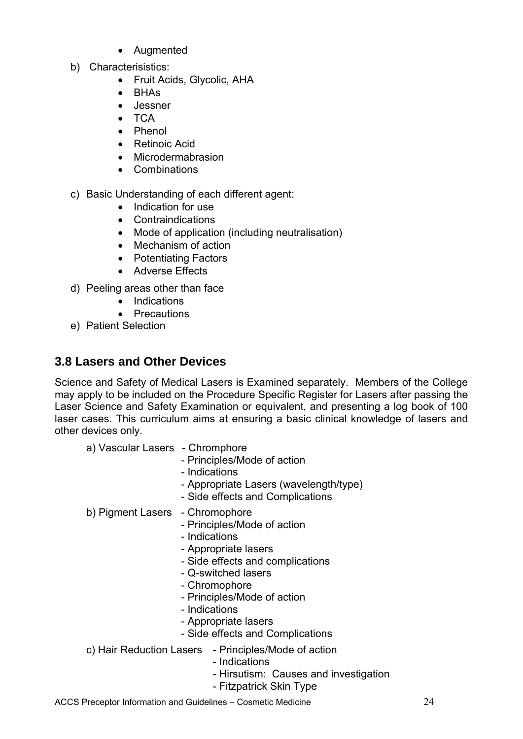- Augmented

b) Characterisistics:
  - Fruit Acids, Glycolic, AHA
  - BHAs
  - Jessner
  - TCA
  - Phenol
  - Retinoic Acid
  - Microdermabrasion
  - Combinations

c) Basic Understanding of each different agent:
  - Indication for use
  - Contraindications
  - Mode of application (including neutralisation)
  - Mechanism of action
  - Potentiating Factors
  - Adverse Effects

d) Peeling areas other than face
  - Indications
  - Precautions

e) Patient Selection

## 3.8 Lasers and Other Devices

Science and Safety of Medical Lasers is Examined separately. Members of the College may apply to be included on the Procedure Specific Register for Lasers after passing the Laser Science and Safety Examination or equivalent, and presenting a log book of 100 laser cases. This curriculum aims at ensuring a basic clinical knowledge of lasers and other devices only.

a) Vascular Lasers
- Chrmophore
- Principles/Mode of action
- Indications
- Appropriate Lasers (wavelength/type)
- Side effects and Complications

b) Pigment Lasers
- Chromophore
- Principles/Mode of action
- Indications
- Appropriate lasers
- Side effects and complications
- Q-switched lasers
- Chromophore
- Principles/Mode of action
- Indications
- Appropriate lasers
- Side effects and Complications

c) Hair Reduction Lasers
- Principles/Mode of action
- Indications
- Hirsutism: Causes and investigation
- Fitzpatrick Skin Type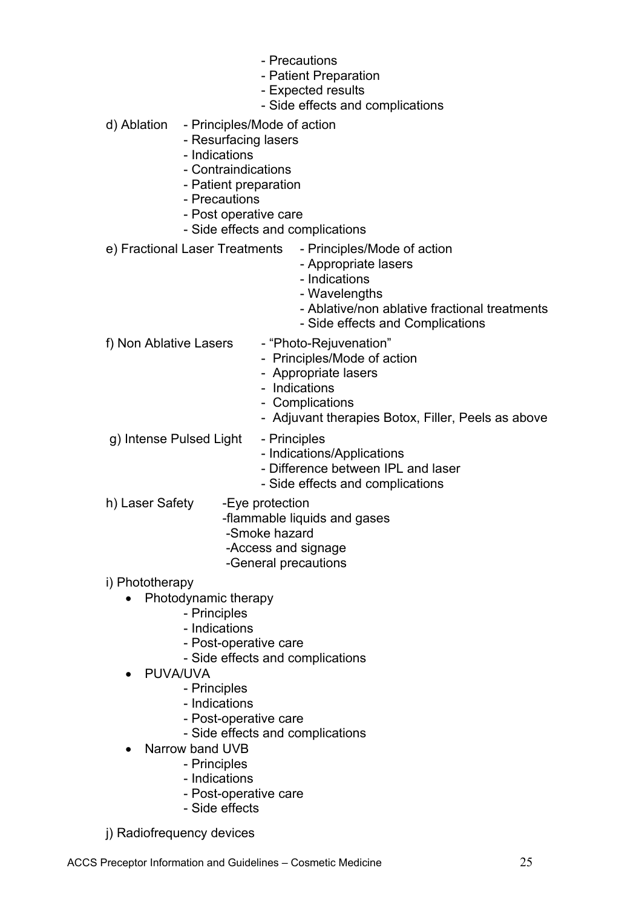- Precautions
- Patient Preparation
- Expected results
- Side effects and complications

d) Ablation
- Principles/Mode of action
- Resurfacing lasers
- Indications
- Contraindications
- Patient preparation
- Precautions
- Post operative care
- Side effects and complications

e) Fractional Laser Treatments
- Principles/Mode of action
- Appropriate lasers
- Indications
- Wavelengths
- Ablative/non ablative fractional treatments
- Side effects and Complications

f) Non Ablative Lasers
- "Photo-Rejuvenation"
- Principles/Mode of action
- Appropriate lasers
- Indications
- Complications
- Adjuvant therapies Botox, Filler, Peels as above

g) Intense Pulsed Light
- Principles
- Indications/Applications
- Difference between IPL and laser
- Side effects and complications

h) Laser Safety
- Eye protection
- flammable liquids and gases
- Smoke hazard
- Access and signage
- General precautions

i) Phototherapy

- Photodynamic therapy
  - Principles
  - Indications
  - Post-operative care
  - Side effects and complications
- PUVA/UVA
  - Principles
  - Indications
  - Post-operative care
  - Side effects and complications
- Narrow band UVB
  - Principles
  - Indications
  - Post-operative care
  - Side effects

j) Radiofrequency devices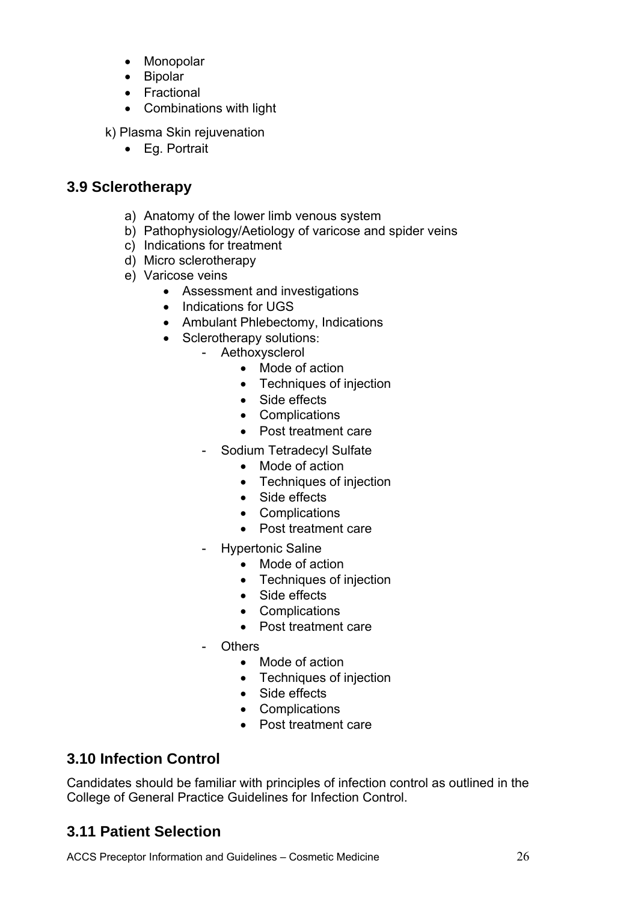- Monopolar
- Bipolar
- Fractional
- Combinations with light

k) Plasma Skin rejuvenation

- Eg. Portrait

## 3.9 Sclerotherapy

a) Anatomy of the lower limb venous system
b) Pathophysiology/Aetiology of varicose and spider veins
c) Indications for treatment
d) Micro sclerotherapy
e) Varicose veins
    - Assessment and investigations
    - Indications for UGS
    - Ambulant Phlebectomy, Indications
    - Sclerotherapy solutions:
        - Aethoxysclerol
            - Mode of action
            - Techniques of injection
            - Side effects
            - Complications
            - Post treatment care
        - Sodium Tetradecyl Sulfate
            - Mode of action
            - Techniques of injection
            - Side effects
            - Complications
            - Post treatment care
        - Hypertonic Saline
            - Mode of action
            - Techniques of injection
            - Side effects
            - Complications
            - Post treatment care
        - Others
            - Mode of action
            - Techniques of injection
            - Side effects
            - Complications
            - Post treatment care

## 3.10 Infection Control

Candidates should be familiar with principles of infection control as outlined in the College of General Practice Guidelines for Infection Control.

## 3.11 Patient Selection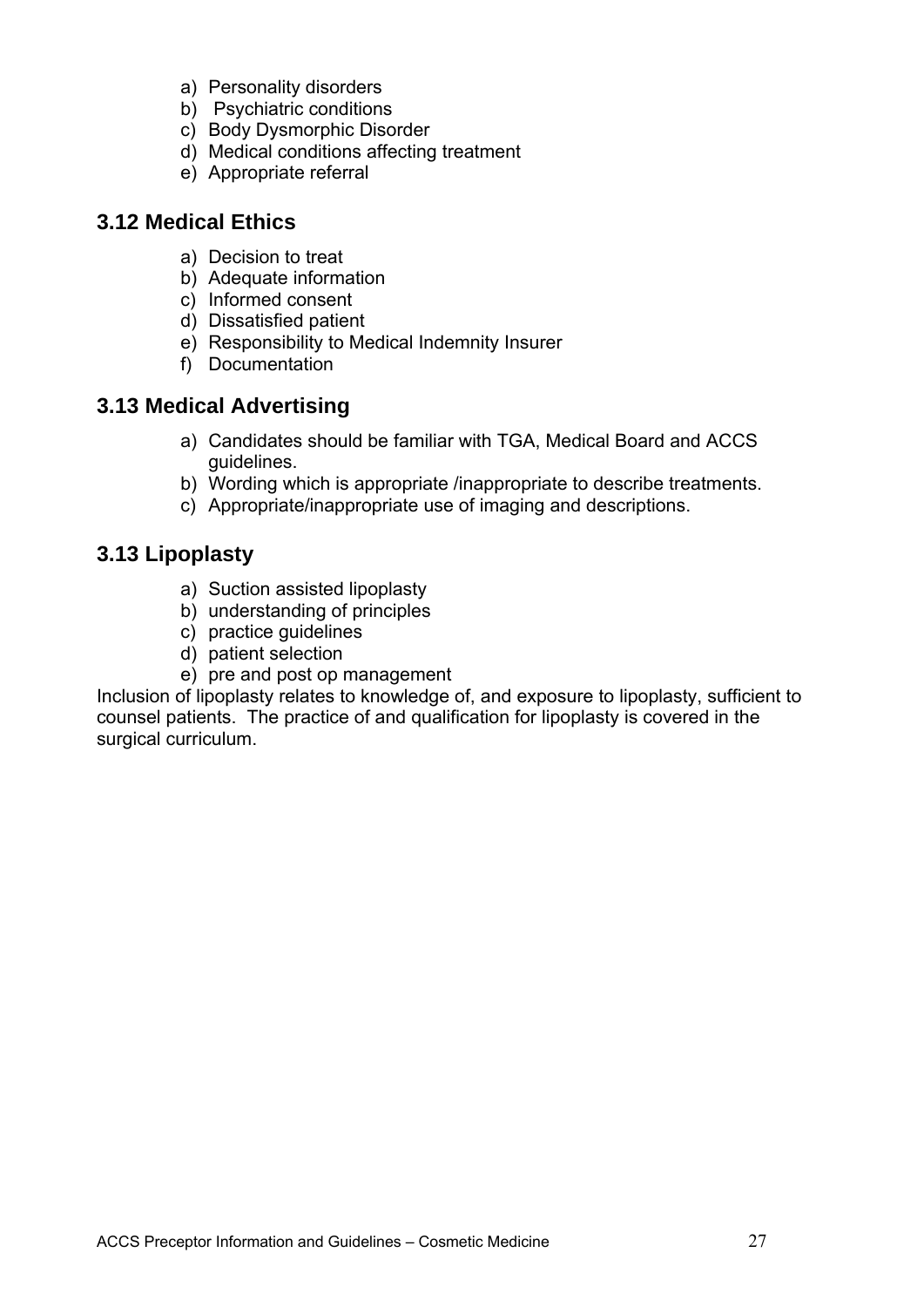a) Personality disorders
b) Psychiatric conditions
c) Body Dysmorphic Disorder
d) Medical conditions affecting treatment
e) Appropriate referral

## 3.12 Medical Ethics

a) Decision to treat
b) Adequate information
c) Informed consent
d) Dissatisfied patient
e) Responsibility to Medical Indemnity Insurer
f) Documentation

## 3.13 Medical Advertising

a) Candidates should be familiar with TGA, Medical Board and ACCS guidelines.
b) Wording which is appropriate /inappropriate to describe treatments.
c) Appropriate/inappropriate use of imaging and descriptions.

## 3.13 Lipoplasty

a) Suction assisted lipoplasty
b) understanding of principles
c) practice guidelines
d) patient selection
e) pre and post op management

Inclusion of lipoplasty relates to knowledge of, and exposure to lipoplasty, sufficient to counsel patients. The practice of and qualification for lipoplasty is covered in the surgical curriculum.